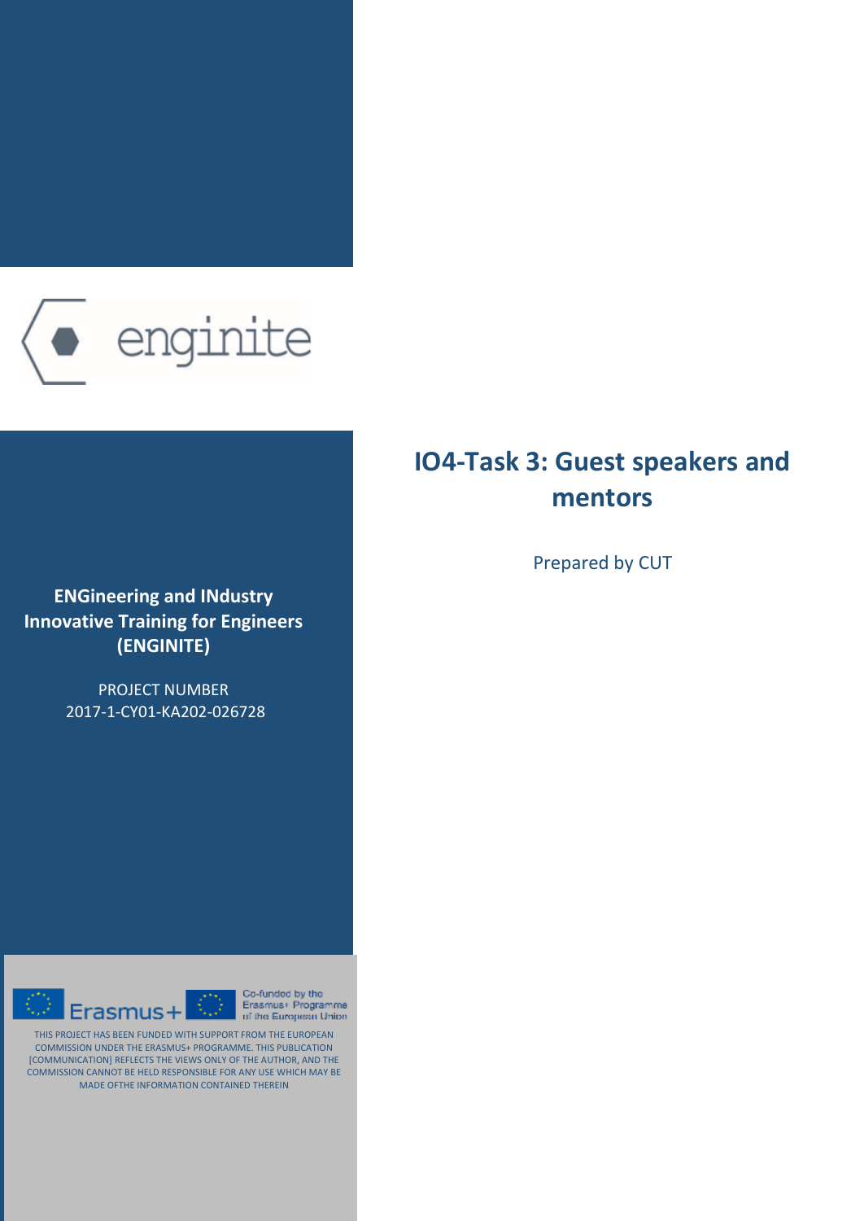enginite

# IO4-Task 3: Guest speakers and mentors

Prepared by CUT

**ENGineering and INdustry Innovative Training for Engineers (ENGINITE)**

PROJECT NUMBER
2017-1-CY01-KA202-026728

Erasmus+

Co-funded by the Erasmus+ Programme of the European Union

THIS PROJECT HAS BEEN FUNDED WITH SUPPORT FROM THE EUROPEAN COMMISSION UNDER THE ERASMUS+ PROGRAMME. THIS PUBLICATION [COMMUNICATION] REFLECTS THE VIEWS ONLY OF THE AUTHOR, AND THE COMMISSION CANNOT BE HELD RESPONSIBLE FOR ANY USE WHICH MAY BE MADE OFTHE INFORMATION CONTAINED THEREIN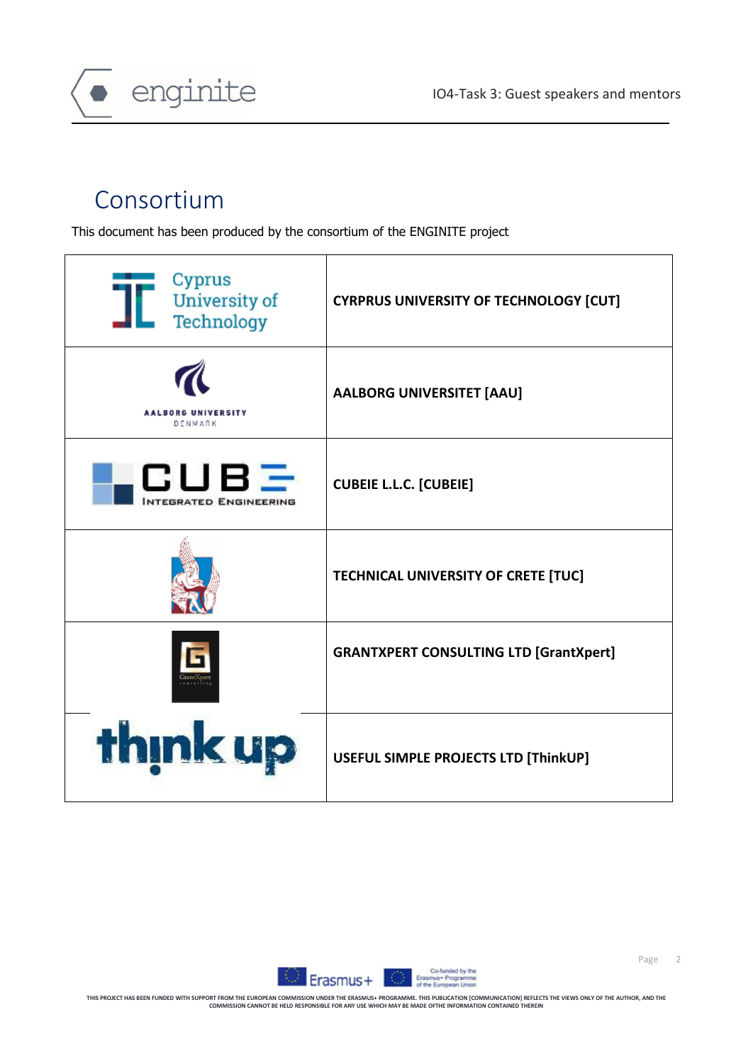# Consortium

This document has been produced by the consortium of the ENGINITE project

| | |
|---|---|
| Cyprus University of Technology | **CYRPRUS UNIVERSITY OF TECHNOLOGY [CUT]** |
| AALBORG UNIVERSITY DENMARK | **AALBORG UNIVERSITET [AAU]** |
| CUBE INTEGRATED ENGINEERING | **CUBEIE L.L.C. [CUBEIE]** |
| | **TECHNICAL UNIVERSITY OF CRETE [TUC]** |
| GrantXpert consulting | **GRANTXPERT CONSULTING LTD [GrantXpert]** |
| think up | **USEFUL SIMPLE PROJECTS LTD [ThinkUP]** |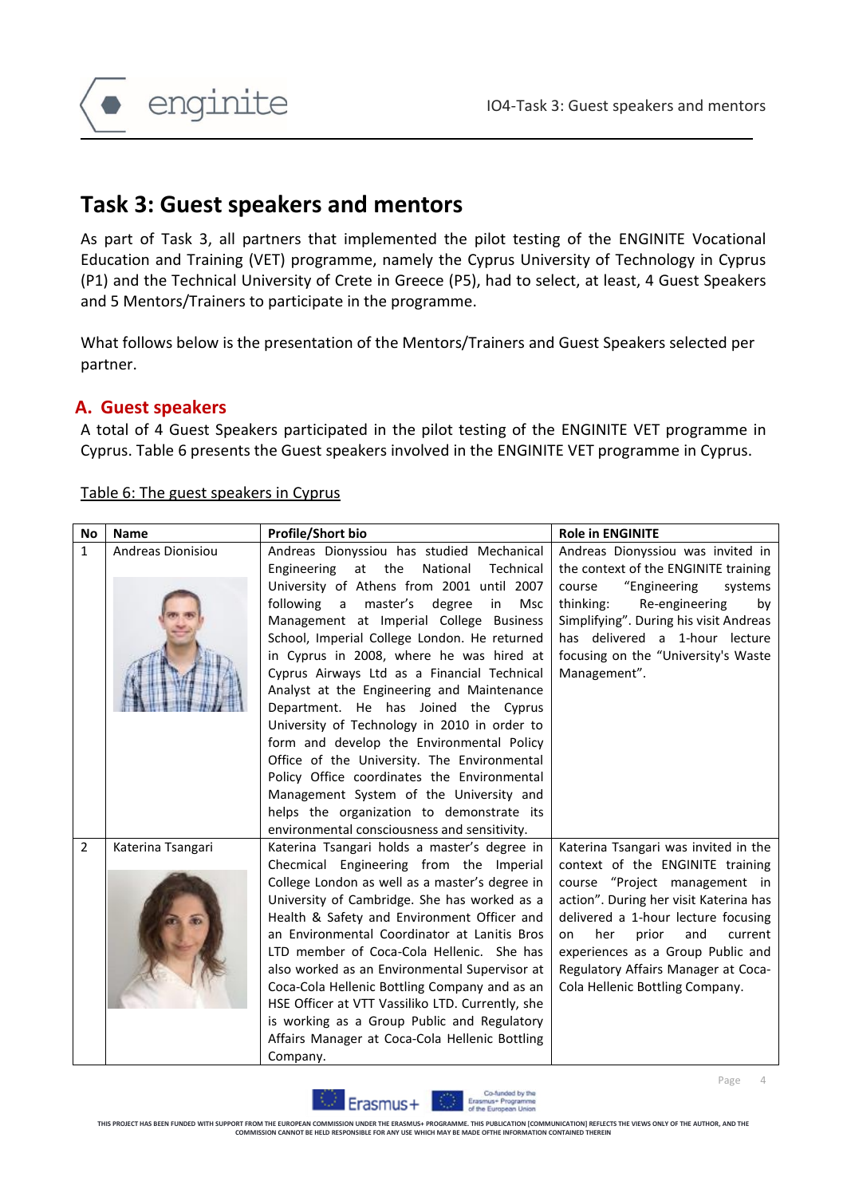# Task 3: Guest speakers and mentors

As part of Task 3, all partners that implemented the pilot testing of the ENGINITE Vocational Education and Training (VET) programme, namely the Cyprus University of Technology in Cyprus (P1) and the Technical University of Crete in Greece (P5), had to select, at least, 4 Guest Speakers and 5 Mentors/Trainers to participate in the programme.

What follows below is the presentation of the Mentors/Trainers and Guest Speakers selected per partner.

## A. Guest speakers

A total of 4 Guest Speakers participated in the pilot testing of the ENGINITE VET programme in Cyprus. Table 6 presents the Guest speakers involved in the ENGINITE VET programme in Cyprus.

Table 6: The guest speakers in Cyprus

| No | Name | Profile/Short bio | Role in ENGINITE |
|---|---|---|---|
| 1 | Andreas Dionisiou | Andreas Dionyssiou has studied Mechanical Engineering at the National Technical University of Athens from 2001 until 2007 following a master's degree in Msc Management at Imperial College Business School, Imperial College London. He returned in Cyprus in 2008, where he was hired at Cyprus Airways Ltd as a Financial Technical Analyst at the Engineering and Maintenance Department. He has Joined the Cyprus University of Technology in 2010 in order to form and develop the Environmental Policy Office of the University. The Environmental Policy Office coordinates the Environmental Management System of the University and helps the organization to demonstrate its environmental consciousness and sensitivity. | Andreas Dionyssiou was invited in the context of the ENGINITE training course "Engineering systems thinking: Re-engineering by Simplifying". During his visit Andreas has delivered a 1-hour lecture focusing on the "University's Waste Management". |
| 2 | Katerina Tsangari | Katerina Tsangari holds a master's degree in Checmical Engineering from the Imperial College London as well as a master's degree in University of Cambridge. She has worked as a Health & Safety and Environment Officer and an Environmental Coordinator at Lanitis Bros LTD member of Coca-Cola Hellenic. She has also worked as an Environmental Supervisor at Coca-Cola Hellenic Bottling Company and as an HSE Officer at VTT Vassiliko LTD. Currently, she is working as a Group Public and Regulatory Affairs Manager at Coca-Cola Hellenic Bottling Company. | Katerina Tsangari was invited in the context of the ENGINITE training course "Project management in action". During her visit Katerina has delivered a 1-hour lecture focusing on her prior and current experiences as a Group Public and Regulatory Affairs Manager at Coca-Cola Hellenic Bottling Company. |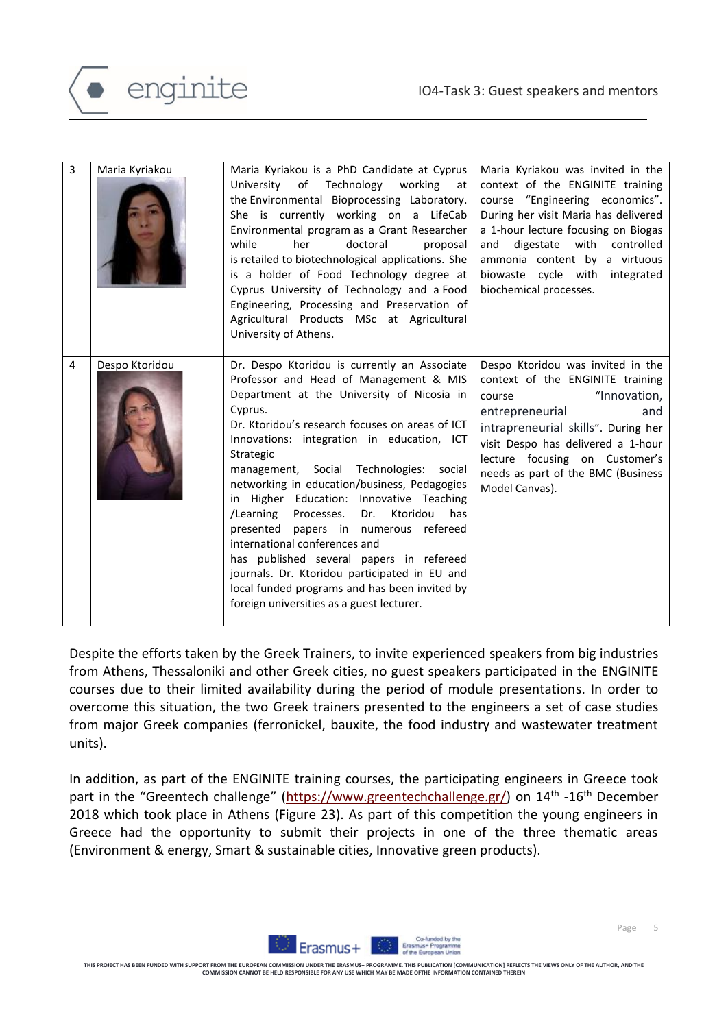| 3 | Maria Kyriakou | Maria Kyriakou is a PhD Candidate at Cyprus University of Technology working at the Environmental Bioprocessing Laboratory. She is currently working on a LifeCab Environmental program as a Grant Researcher while her doctoral proposal is retailed to biotechnological applications. She is a holder of Food Technology degree at Cyprus University of Technology and a Food Engineering, Processing and Preservation of Agricultural Products MSc at Agricultural University of Athens. | Maria Kyriakou was invited in the context of the ENGINITE training course "Engineering economics". During her visit Maria has delivered a 1-hour lecture focusing on Biogas and digestate with controlled ammonia content by a virtuous biowaste cycle with integrated biochemical processes. |
|---|---|---|---|
| 4 | Despo Ktoridou | Dr. Despo Ktoridou is currently an Associate Professor and Head of Management & MIS Department at the University of Nicosia in Cyprus. Dr. Ktoridou's research focuses on areas of ICT Innovations: integration in education, ICT Strategic management, Social Technologies: social networking in education/business, Pedagogies in Higher Education: Innovative Teaching /Learning Processes. Dr. Ktoridou has presented papers in numerous refereed international conferences and has published several papers in refereed journals. Dr. Ktoridou participated in EU and local funded programs and has been invited by foreign universities as a guest lecturer. | Despo Ktoridou was invited in the context of the ENGINITE training course "Innovation, entrepreneurial and intrapreneurial skills". During her visit Despo has delivered a 1-hour lecture focusing on Customer's needs as part of the BMC (Business Model Canvas). |

Despite the efforts taken by the Greek Trainers, to invite experienced speakers from big industries from Athens, Thessaloniki and other Greek cities, no guest speakers participated in the ENGINITE courses due to their limited availability during the period of module presentations. In order to overcome this situation, the two Greek trainers presented to the engineers a set of case studies from major Greek companies (ferronickel, bauxite, the food industry and wastewater treatment units).

In addition, as part of the ENGINITE training courses, the participating engineers in Greece took part in the "Greentech challenge" (https://www.greentechchallenge.gr/) on 14th -16th December 2018 which took place in Athens (Figure 23). As part of this competition the young engineers in Greece had the opportunity to submit their projects in one of the three thematic areas (Environment & energy, Smart & sustainable cities, Innovative green products).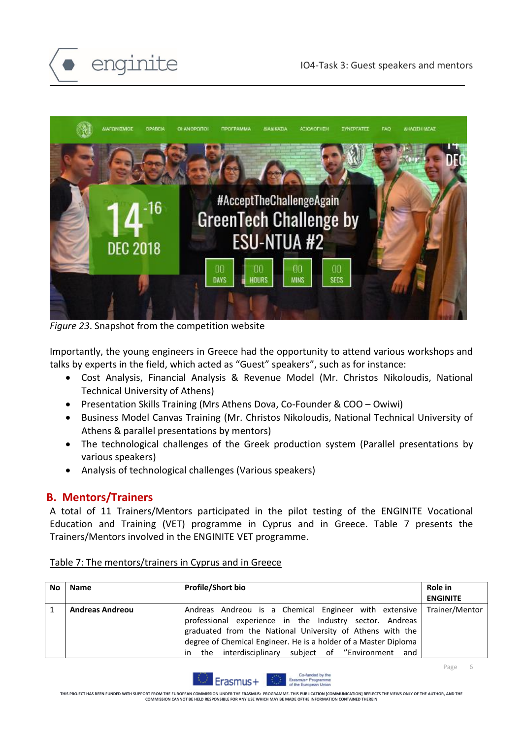*Figure 23*. Snapshot from the competition website

Importantly, the young engineers in Greece had the opportunity to attend various workshops and talks by experts in the field, which acted as "Guest" speakers", such as for instance:

- Cost Analysis, Financial Analysis & Revenue Model (Mr. Christos Nikoloudis, National Technical University of Athens)
- Presentation Skills Training (Mrs Athens Dova, Co-Founder & COO – Owiwi)
- Business Model Canvas Training (Mr. Christos Nikoloudis, National Technical University of Athens & parallel presentations by mentors)
- The technological challenges of the Greek production system (Parallel presentations by various speakers)
- Analysis of technological challenges (Various speakers)

## B. Mentors/Trainers

A total of 11 Trainers/Mentors participated in the pilot testing of the ENGINITE Vocational Education and Training (VET) programme in Cyprus and in Greece. Table 7 presents the Trainers/Mentors involved in the ENGINITE VET programme.

Table 7: The mentors/trainers in Cyprus and in Greece

| No | Name | Profile/Short bio | Role in ENGINITE |
|---|---|---|---|
| 1 | **Andreas Andreou** | Andreas Andreou is a Chemical Engineer with extensive professional experience in the Industry sector. Andreas graduated from the National University of Athens with the degree of Chemical Engineer. He is a holder of a Master Diploma in the interdisciplinary subject of ''Environment and | Trainer/Mentor |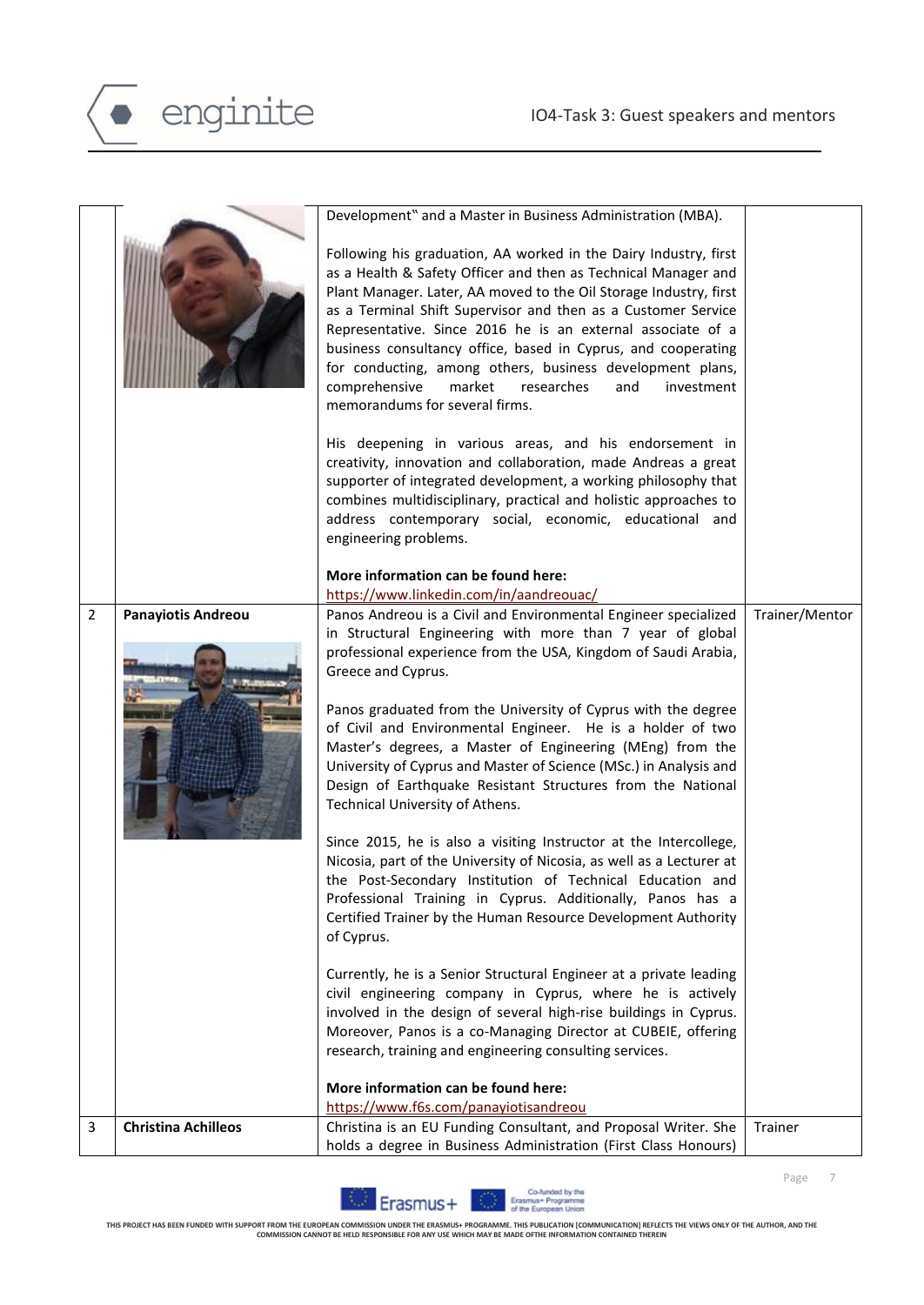| | | | |
|---|---|---|---|
| | | Development" and a Master in Business Administration (MBA).<br><br>Following his graduation, AA worked in the Dairy Industry, first as a Health & Safety Officer and then as Technical Manager and Plant Manager. Later, AA moved to the Oil Storage Industry, first as a Terminal Shift Supervisor and then as a Customer Service Representative. Since 2016 he is an external associate of a business consultancy office, based in Cyprus, and cooperating for conducting, among others, business development plans, comprehensive market researches and investment memorandums for several firms.<br><br>His deepening in various areas, and his endorsement in creativity, innovation and collaboration, made Andreas a great supporter of integrated development, a working philosophy that combines multidisciplinary, practical and holistic approaches to address contemporary social, economic, educational and engineering problems.<br><br>**More information can be found here:**<br>https://www.linkedin.com/in/aandreouac/ | |
| 2 | **Panayiotis Andreou** | Panos Andreou is a Civil and Environmental Engineer specialized in Structural Engineering with more than 7 year of global professional experience from the USA, Kingdom of Saudi Arabia, Greece and Cyprus.<br><br>Panos graduated from the University of Cyprus with the degree of Civil and Environmental Engineer. He is a holder of two Master's degrees, a Master of Engineering (MEng) from the University of Cyprus and Master of Science (MSc.) in Analysis and Design of Earthquake Resistant Structures from the National Technical University of Athens.<br><br>Since 2015, he is also a visiting Instructor at the Intercollege, Nicosia, part of the University of Nicosia, as well as a Lecturer at the Post-Secondary Institution of Technical Education and Professional Training in Cyprus. Additionally, Panos has a Certified Trainer by the Human Resource Development Authority of Cyprus.<br><br>Currently, he is a Senior Structural Engineer at a private leading civil engineering company in Cyprus, where he is actively involved in the design of several high-rise buildings in Cyprus. Moreover, Panos is a co-Managing Director at CUBEIE, offering research, training and engineering consulting services.<br><br>**More information can be found here:**<br>https://www.f6s.com/panayiotisandreou | Trainer/Mentor |
| 3 | **Christina Achilleos** | Christina is an EU Funding Consultant, and Proposal Writer. She holds a degree in Business Administration (First Class Honours) | Trainer |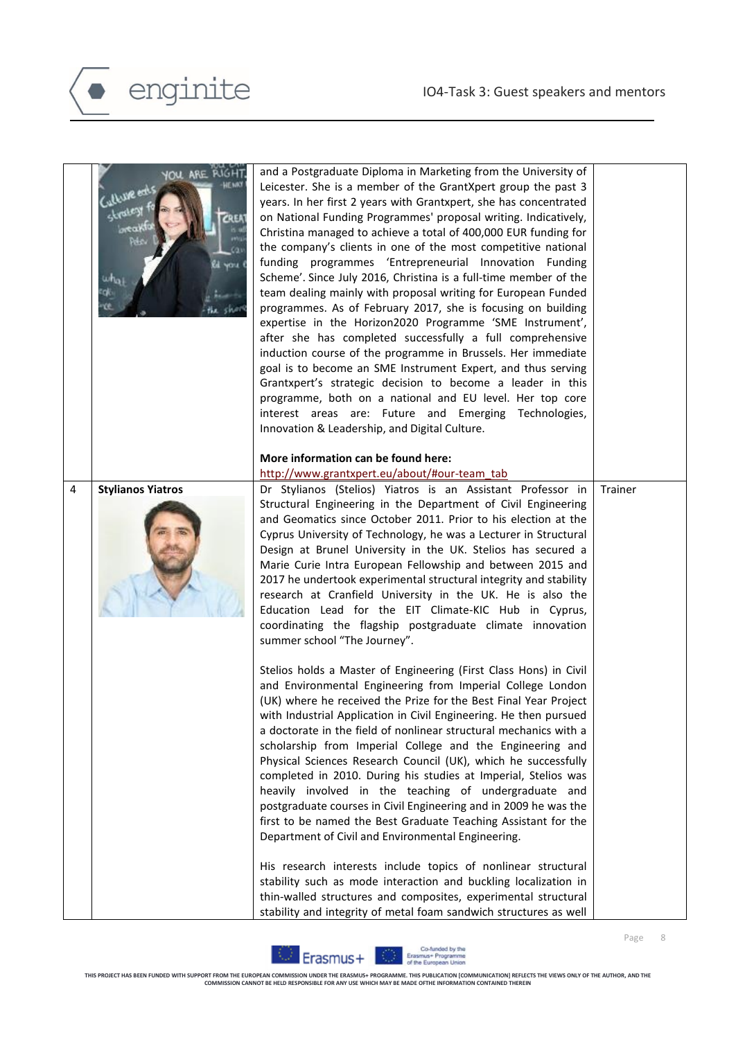| | | | |
|---|---|---|---|
| | | and a Postgraduate Diploma in Marketing from the University of Leicester. She is a member of the GrantXpert group the past 3 years. In her first 2 years with Grantxpert, she has concentrated on National Funding Programmes' proposal writing. Indicatively, Christina managed to achieve a total of 400,000 EUR funding for the company's clients in one of the most competitive national funding programmes 'Entrepreneurial Innovation Funding Scheme'. Since July 2016, Christina is a full-time member of the team dealing mainly with proposal writing for European Funded programmes. As of February 2017, she is focusing on building expertise in the Horizon2020 Programme 'SME Instrument', after she has completed successfully a full comprehensive induction course of the programme in Brussels. Her immediate goal is to become an SME Instrument Expert, and thus serving Grantxpert's strategic decision to become a leader in this programme, both on a national and EU level. Her top core interest areas are: Future and Emerging Technologies, Innovation & Leadership, and Digital Culture.<br><br>**More information can be found here:**<br>http://www.grantxpert.eu/about/#our-team_tab | |
| 4 | **Stylianos Yiatros** | Dr Stylianos (Stelios) Yiatros is an Assistant Professor in Structural Engineering in the Department of Civil Engineering and Geomatics since October 2011. Prior to his election at the Cyprus University of Technology, he was a Lecturer in Structural Design at Brunel University in the UK. Stelios has secured a Marie Curie Intra European Fellowship and between 2015 and 2017 he undertook experimental structural integrity and stability research at Cranfield University in the UK. He is also the Education Lead for the EIT Climate-KIC Hub in Cyprus, coordinating the flagship postgraduate climate innovation summer school "The Journey".<br><br>Stelios holds a Master of Engineering (First Class Hons) in Civil and Environmental Engineering from Imperial College London (UK) where he received the Prize for the Best Final Year Project with Industrial Application in Civil Engineering. He then pursued a doctorate in the field of nonlinear structural mechanics with a scholarship from Imperial College and the Engineering and Physical Sciences Research Council (UK), which he successfully completed in 2010. During his studies at Imperial, Stelios was heavily involved in the teaching of undergraduate and postgraduate courses in Civil Engineering and in 2009 he was the first to be named the Best Graduate Teaching Assistant for the Department of Civil and Environmental Engineering.<br><br>His research interests include topics of nonlinear structural stability such as mode interaction and buckling localization in thin-walled structures and composites, experimental structural stability and integrity of metal foam sandwich structures as well | Trainer |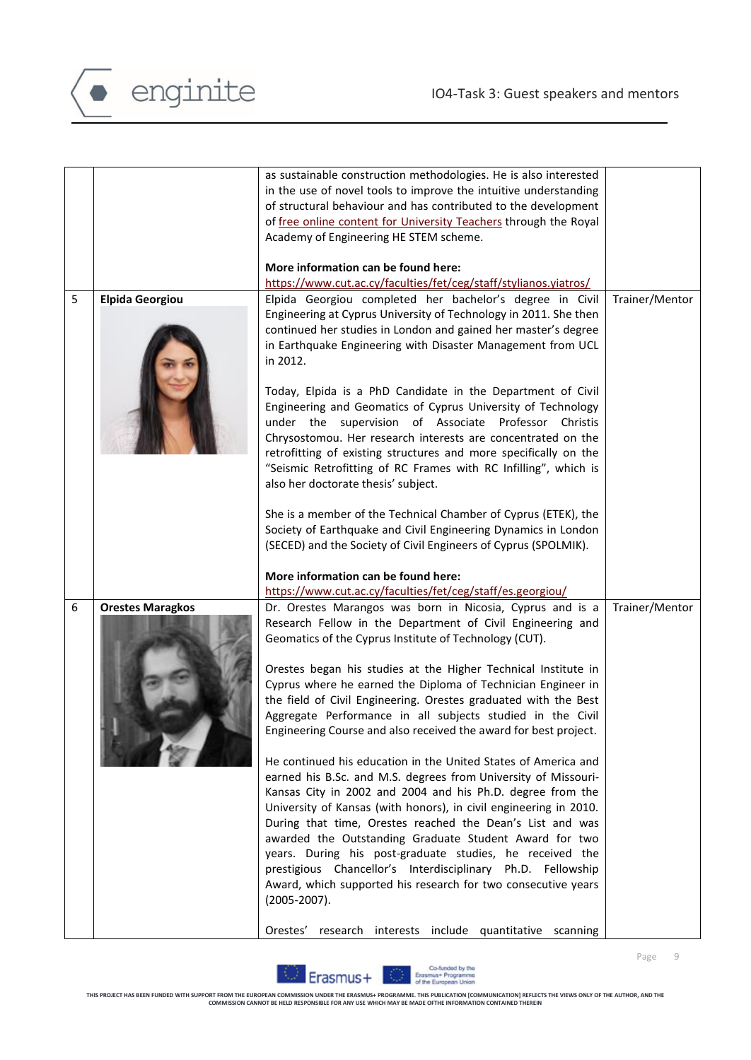| | | | |
|---|---|---|---|
| | | as sustainable construction methodologies. He is also interested in the use of novel tools to improve the intuitive understanding of structural behaviour and has contributed to the development of free online content for University Teachers through the Royal Academy of Engineering HE STEM scheme.<br><br>**More information can be found here:**<br>https://www.cut.ac.cy/faculties/fet/ceg/staff/stylianos.yiatros/ | |
| 5 | **Elpida Georgiou** | Elpida Georgiou completed her bachelor's degree in Civil Engineering at Cyprus University of Technology in 2011. She then continued her studies in London and gained her master's degree in Earthquake Engineering with Disaster Management from UCL in 2012.<br><br>Today, Elpida is a PhD Candidate in the Department of Civil Engineering and Geomatics of Cyprus University of Technology under the supervision of Associate Professor Christis Chrysostomou. Her research interests are concentrated on the retrofitting of existing structures and more specifically on the "Seismic Retrofitting of RC Frames with RC Infilling", which is also her doctorate thesis' subject.<br><br>She is a member of the Technical Chamber of Cyprus (ETEK), the Society of Earthquake and Civil Engineering Dynamics in London (SECED) and the Society of Civil Engineers of Cyprus (SPOLMIK).<br><br>**More information can be found here:**<br>https://www.cut.ac.cy/faculties/fet/ceg/staff/es.georgiou/ | Trainer/Mentor |
| 6 | **Orestes Maragkos** | Dr. Orestes Marangos was born in Nicosia, Cyprus and is a Research Fellow in the Department of Civil Engineering and Geomatics of the Cyprus Institute of Technology (CUT).<br><br>Orestes began his studies at the Higher Technical Institute in Cyprus where he earned the Diploma of Technician Engineer in the field of Civil Engineering. Orestes graduated with the Best Aggregate Performance in all subjects studied in the Civil Engineering Course and also received the award for best project.<br><br>He continued his education in the United States of America and earned his B.Sc. and M.S. degrees from University of Missouri-Kansas City in 2002 and 2004 and his Ph.D. degree from the University of Kansas (with honors), in civil engineering in 2010. During that time, Orestes reached the Dean's List and was awarded the Outstanding Graduate Student Award for two years. During his post-graduate studies, he received the prestigious Chancellor's Interdisciplinary Ph.D. Fellowship Award, which supported his research for two consecutive years (2005-2007).<br><br>Orestes' research interests include quantitative scanning | Trainer/Mentor |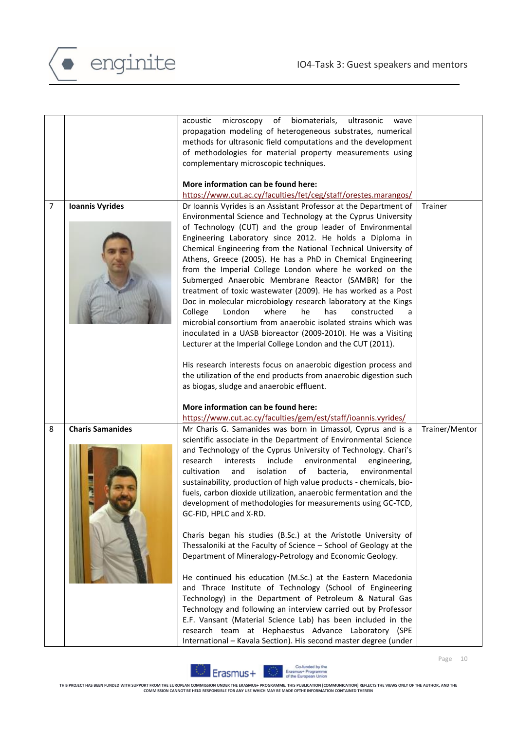| | | | |
|---|---|---|---|
| | | acoustic microscopy of biomaterials, ultrasonic wave propagation modeling of heterogeneous substrates, numerical methods for ultrasonic field computations and the development of methodologies for material property measurements using complementary microscopic techniques.<br><br>**More information can be found here:**<br>https://www.cut.ac.cy/faculties/fet/ceg/staff/orestes.marangos/ | |
| 7 | **Ioannis Vyrides** | Dr Ioannis Vyrides is an Assistant Professor at the Department of Environmental Science and Technology at the Cyprus University of Technology (CUT) and the group leader of Environmental Engineering Laboratory since 2012. He holds a Diploma in Chemical Engineering from the National Technical University of Athens, Greece (2005). He has a PhD in Chemical Engineering from the Imperial College London where he worked on the Submerged Anaerobic Membrane Reactor (SAMBR) for the treatment of toxic wastewater (2009). He has worked as a Post Doc in molecular microbiology research laboratory at the Kings College London where he has constructed a microbial consortium from anaerobic isolated strains which was inoculated in a UASB bioreactor (2009-2010). He was a Visiting Lecturer at the Imperial College London and the CUT (2011).<br><br>His research interests focus on anaerobic digestion process and the utilization of the end products from anaerobic digestion such as biogas, sludge and anaerobic effluent.<br><br>**More information can be found here:**<br>https://www.cut.ac.cy/faculties/gem/est/staff/ioannis.vyrides/ | Trainer |
| 8 | **Charis Samanides** | Mr Charis G. Samanides was born in Limassol, Cyprus and is a scientific associate in the Department of Environmental Science and Technology of the Cyprus University of Technology. Chari's research interests include environmental engineering, cultivation and isolation of bacteria, environmental sustainability, production of high value products - chemicals, bio-fuels, carbon dioxide utilization, anaerobic fermentation and the development of methodologies for measurements using GC-TCD, GC-FID, HPLC and X-RD.<br><br>Charis began his studies (B.Sc.) at the Aristotle University of Thessaloniki at the Faculty of Science – School of Geology at the Department of Mineralogy-Petrology and Economic Geology.<br><br>He continued his education (M.Sc.) at the Eastern Macedonia and Thrace Institute of Technology (School of Engineering Technology) in the Department of Petroleum & Natural Gas Technology and following an interview carried out by Professor E.F. Vansant (Material Science Lab) has been included in the research team at Hephaestus Advance Laboratory (SPE International – Kavala Section). His second master degree (under | Trainer/Mentor |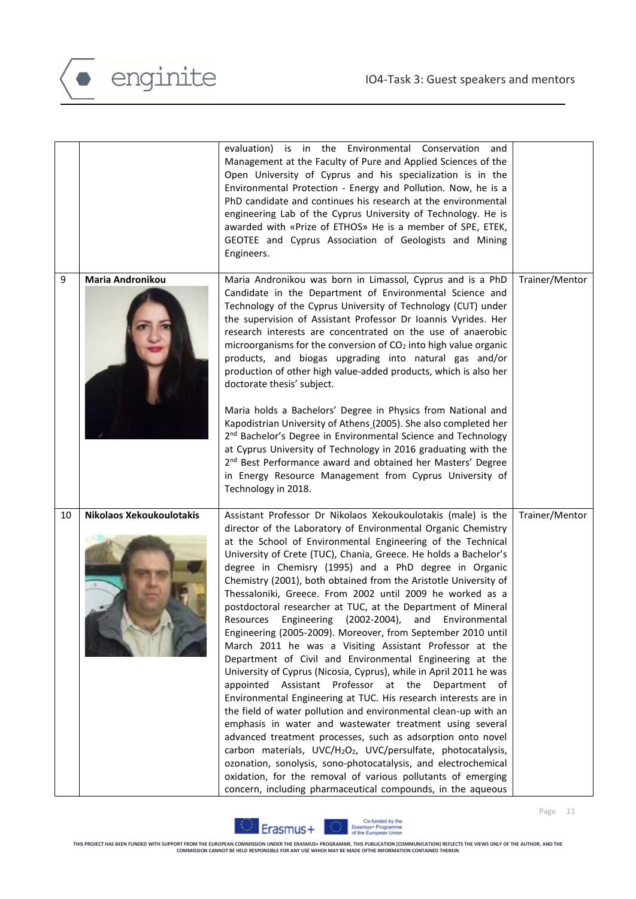|  |  |  |  |
|---|---|---|---|
|  |  | evaluation) is in the Environmental Conservation and Management at the Faculty of Pure and Applied Sciences of the Open University of Cyprus and his specialization is in the Environmental Protection - Energy and Pollution. Now, he is a PhD candidate and continues his research at the environmental engineering Lab of the Cyprus University of Technology. He is awarded with «Prize of ETHOS» He is a member of SPE, ETEK, GEOTEE and Cyprus Association of Geologists and Mining Engineers. |  |
| 9 | **Maria Andronikou** | Maria Andronikou was born in Limassol, Cyprus and is a PhD Candidate in the Department of Environmental Science and Technology of the Cyprus University of Technology (CUT) under the supervision of Assistant Professor Dr Ioannis Vyrides. Her research interests are concentrated on the use of anaerobic microorganisms for the conversion of $CO_2$ into high value organic products, and biogas upgrading into natural gas and/or production of other high value-added products, which is also her doctorate thesis' subject.<br><br>Maria holds a Bachelors' Degree in Physics from National and Kapodistrian University of Athens (2005). She also completed her 2nd Bachelor's Degree in Environmental Science and Technology at Cyprus University of Technology in 2016 graduating with the 2nd Best Performance award and obtained her Masters' Degree in Energy Resource Management from Cyprus University of Technology in 2018. | Trainer/Mentor |
| 10 | **Nikolaos Xekoukoulotakis** | Assistant Professor Dr Nikolaos Xekoukoulotakis (male) is the director of the Laboratory of Environmental Organic Chemistry at the School of Environmental Engineering of the Technical University of Crete (TUC), Chania, Greece. He holds a Bachelor's degree in Chemisry (1995) and a PhD degree in Organic Chemistry (2001), both obtained from the Aristotle University of Thessaloniki, Greece. From 2002 until 2009 he worked as a postdoctoral researcher at TUC, at the Department of Mineral Resources Engineering (2002-2004), and Environmental Engineering (2005-2009). Moreover, from September 2010 until March 2011 he was a Visiting Assistant Professor at the Department of Civil and Environmental Engineering at the University of Cyprus (Nicosia, Cyprus), while in April 2011 he was appointed Assistant Professor at the Department of Environmental Engineering at TUC. His research interests are in the field of water pollution and environmental clean-up with an emphasis in water and wastewater treatment using several advanced treatment processes, such as adsorption onto novel carbon materials, UVC/$H_2O_2$, UVC/persulfate, photocatalysis, ozonation, sonolysis, sono-photocatalysis, and electrochemical oxidation, for the removal of various pollutants of emerging concern, including pharmaceutical compounds, in the aqueous | Trainer/Mentor |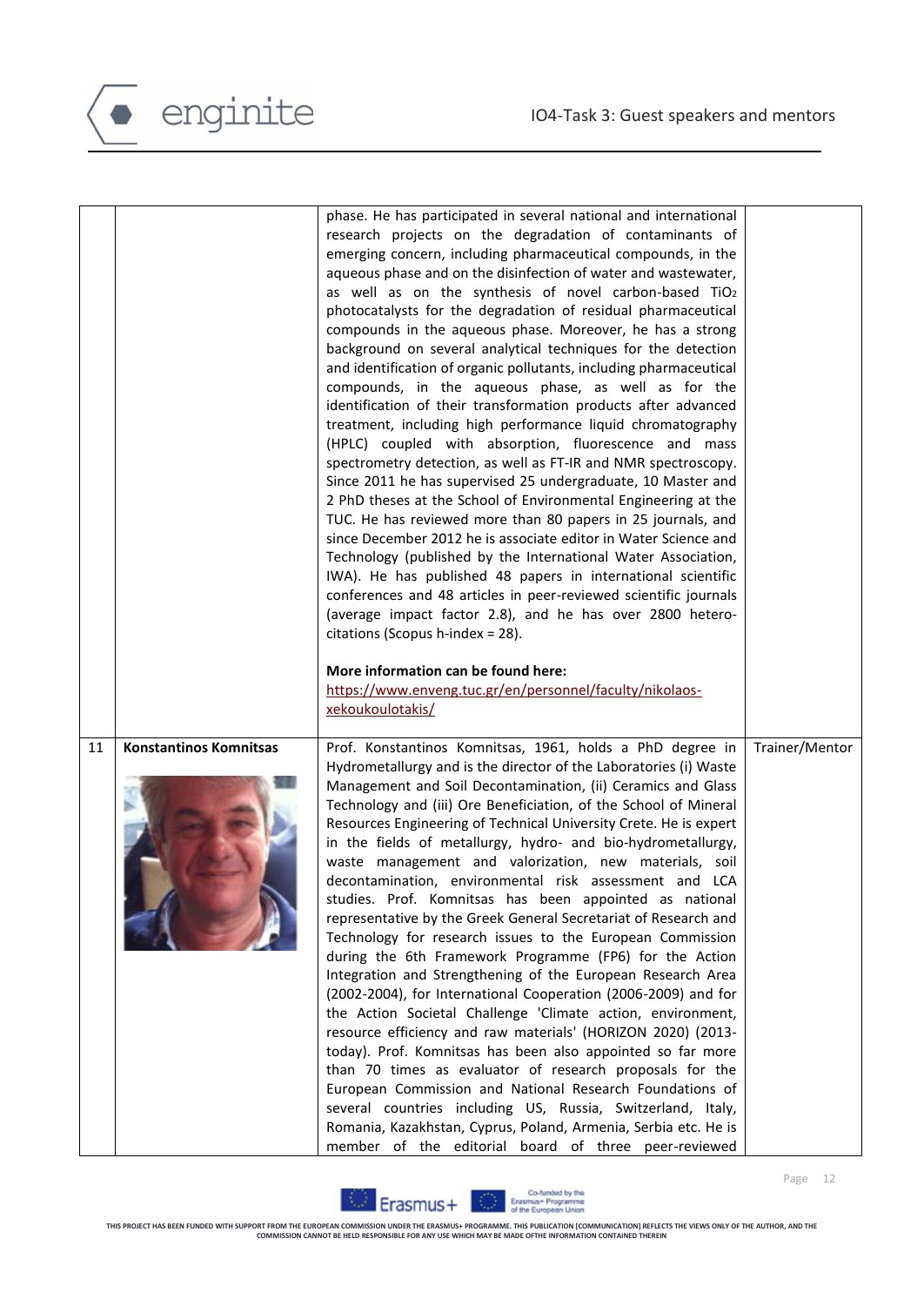| | | | |
|---|---|---|---|
| | | phase. He has participated in several national and international research projects on the degradation of contaminants of emerging concern, including pharmaceutical compounds, in the aqueous phase and on the disinfection of water and wastewater, as well as on the synthesis of novel carbon-based $TiO_2$ photocatalysts for the degradation of residual pharmaceutical compounds in the aqueous phase. Moreover, he has a strong background on several analytical techniques for the detection and identification of organic pollutants, including pharmaceutical compounds, in the aqueous phase, as well as for the identification of their transformation products after advanced treatment, including high performance liquid chromatography (HPLC) coupled with absorption, fluorescence and mass spectrometry detection, as well as FT-IR and NMR spectroscopy. Since 2011 he has supervised 25 undergraduate, 10 Master and 2 PhD theses at the School of Environmental Engineering at the TUC. He has reviewed more than 80 papers in 25 journals, and since December 2012 he is associate editor in Water Science and Technology (published by the International Water Association, IWA). He has published 48 papers in international scientific conferences and 48 articles in peer-reviewed scientific journals (average impact factor 2.8), and he has over 2800 hetero-citations (Scopus h-index = 28).<br><br>**More information can be found here:**<br>https://www.enveng.tuc.gr/en/personnel/faculty/nikolaos-xekoukoulotakis/ | |
| 11 | **Konstantinos Komnitsas** | Prof. Konstantinos Komnitsas, 1961, holds a PhD degree in Hydrometallurgy and is the director of the Laboratories (i) Waste Management and Soil Decontamination, (ii) Ceramics and Glass Technology and (iii) Ore Beneficiation, of the School of Mineral Resources Engineering of Technical University Crete. He is expert in the fields of metallurgy, hydro- and bio-hydrometallurgy, waste management and valorization, new materials, soil decontamination, environmental risk assessment and LCA studies. Prof. Komnitsas has been appointed as national representative by the Greek General Secretariat of Research and Technology for research issues to the European Commission during the 6th Framework Programme (FP6) for the Action Integration and Strengthening of the European Research Area (2002-2004), for International Cooperation (2006-2009) and for the Action Societal Challenge 'Climate action, environment, resource efficiency and raw materials' (HORIZON 2020) (2013-today). Prof. Komnitsas has been also appointed so far more than 70 times as evaluator of research proposals for the European Commission and National Research Foundations of several countries including US, Russia, Switzerland, Italy, Romania, Kazakhstan, Cyprus, Poland, Armenia, Serbia etc. He is member of the editorial board of three peer-reviewed | Trainer/Mentor |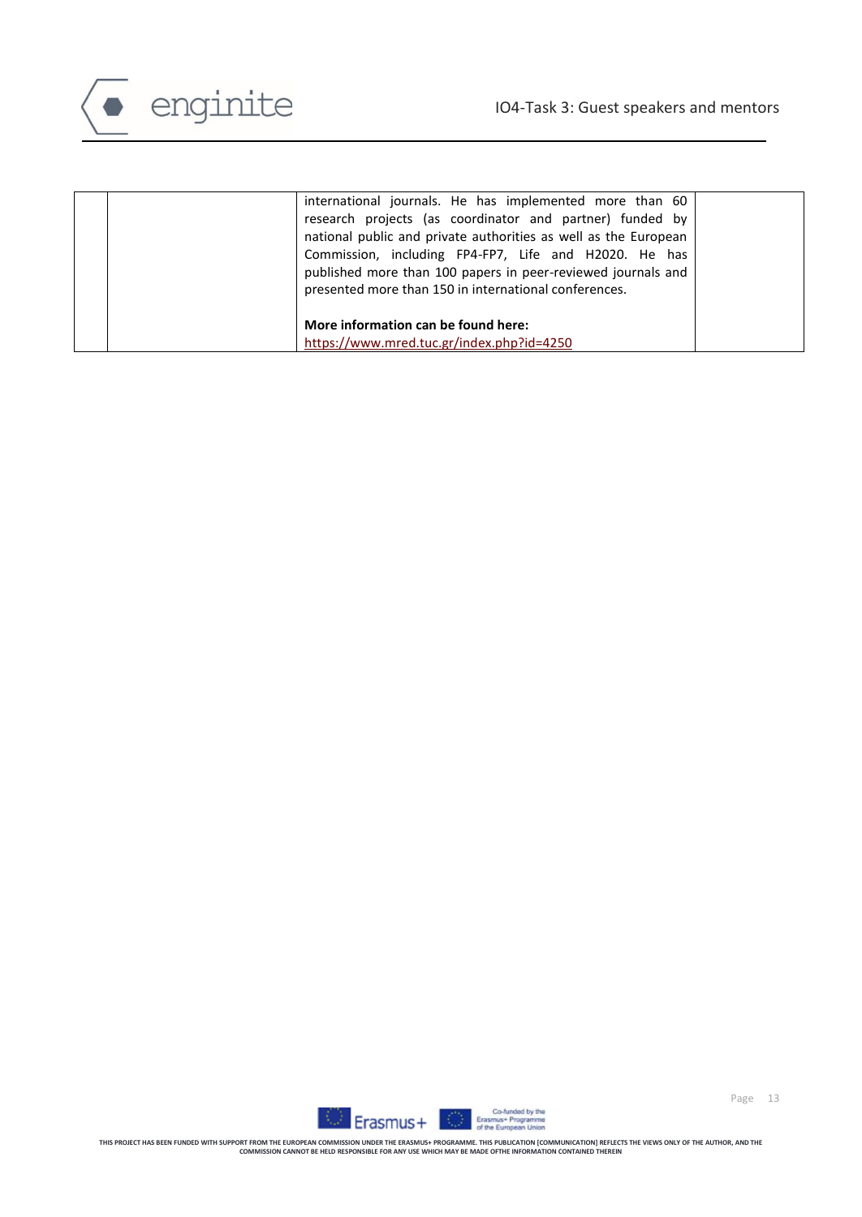| | | | |
|---|---|---|---|
| | | international journals. He has implemented more than 60 research projects (as coordinator and partner) funded by national public and private authorities as well as the European Commission, including FP4-FP7, Life and H2020. He has published more than 100 papers in peer-reviewed journals and presented more than 150 in international conferences.<br><br>**More information can be found here:**<br>https://www.mred.tuc.gr/index.php?id=4250 | |

THIS PROJECT HAS BEEN FUNDED WITH SUPPORT FROM THE EUROPEAN COMMISSION UNDER THE ERASMUS+ PROGRAMME. THIS PUBLICATION [COMMUNICATION] REFLECTS THE VIEWS ONLY OF THE AUTHOR, AND THE COMMISSION CANNOT BE HELD RESPONSIBLE FOR ANY USE WHICH MAY BE MADE OFTHE INFORMATION CONTAINED THEREIN